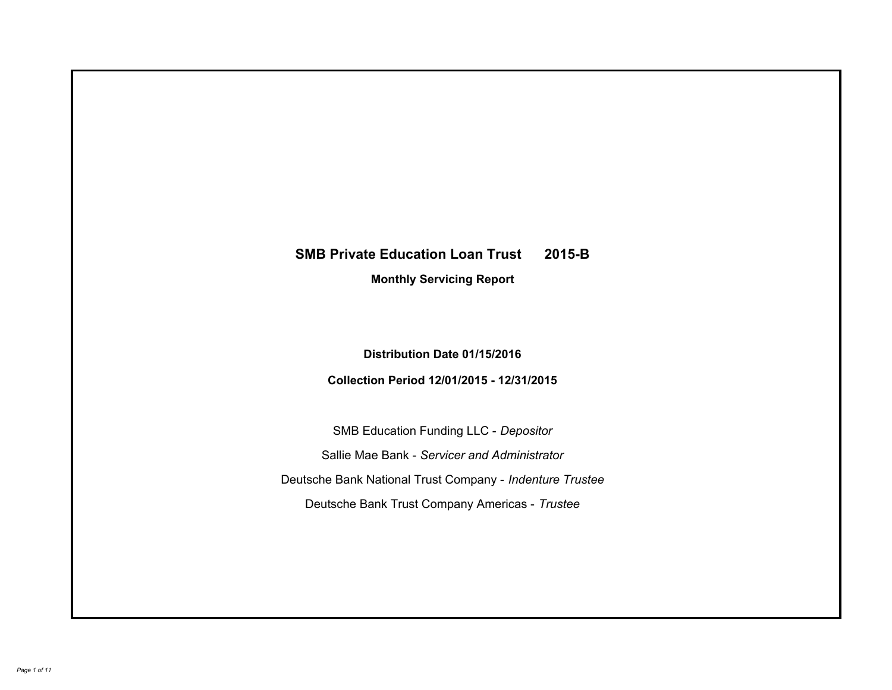# SMB Private Education Loan Trust 2015-B

## Monthly Servicing Report

**Distribution Date 01/15/2016**

**Collection Period 12/01/2015 - 12/31/2015**

SMB Education Funding LLC - *Depositor*

Sallie Mae Bank - *Servicer and Administrator*

Deutsche Bank National Trust Company - *Indenture Trustee*

Deutsche Bank Trust Company Americas - *Trustee*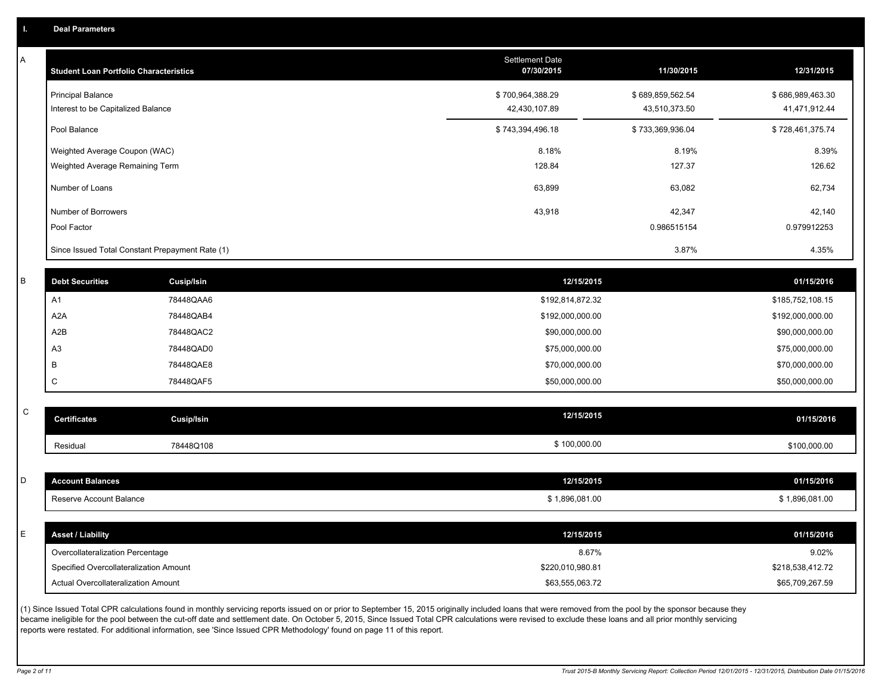## I. Deal Parameters

### A

| Student Loan Portfolio Characteristics | Settlement Date 07/30/2015 | 11/30/2015 | 12/31/2015 |
|---|---|---|---|
| Principal Balance | $ 700,964,388.29 | $ 689,859,562.54 | $ 686,989,463.30 |
| Interest to be Capitalized Balance | 42,430,107.89 | 43,510,373.50 | 41,471,912.44 |
| Pool Balance | $ 743,394,496.18 | $ 733,369,936.04 | $ 728,461,375.74 |
| Weighted Average Coupon (WAC) | 8.18% | 8.19% | 8.39% |
| Weighted Average Remaining Term | 128.84 | 127.37 | 126.62 |
| Number of Loans | 63,899 | 63,082 | 62,734 |
| Number of Borrowers | 43,918 | 42,347 | 42,140 |
| Pool Factor | | 0.986515154 | 0.979912253 |
| Since Issued Total Constant Prepayment Rate (1) | | 3.87% | 4.35% |

### B

| Debt Securities | Cusip/Isin | 12/15/2015 | 01/15/2016 |
|---|---|---|---|
| A1 | 78448QAA6 | $192,814,872.32 | $185,752,108.15 |
| A2A | 78448QAB4 | $192,000,000.00 | $192,000,000.00 |
| A2B | 78448QAC2 | $90,000,000.00 | $90,000,000.00 |
| A3 | 78448QAD0 | $75,000,000.00 | $75,000,000.00 |
| B | 78448QAE8 | $70,000,000.00 | $70,000,000.00 |
| C | 78448QAF5 | $50,000,000.00 | $50,000,000.00 |

### C

| Certificates | Cusip/Isin | 12/15/2015 | 01/15/2016 |
|---|---|---|---|
| Residual | 78448Q108 | $ 100,000.00 | $100,000.00 |

### D

| Account Balances | 12/15/2015 | 01/15/2016 |
|---|---|---|
| Reserve Account Balance | $ 1,896,081.00 | $ 1,896,081.00 |

### E

| Asset / Liability | 12/15/2015 | 01/15/2016 |
|---|---|---|
| Overcollateralization Percentage | 8.67% | 9.02% |
| Specified Overcollateralization Amount | $220,010,980.81 | $218,538,412.72 |
| Actual Overcollateralization Amount | $63,555,063.72 | $65,709,267.59 |

(1) Since Issued Total CPR calculations found in monthly servicing reports issued on or prior to September 15, 2015 originally included loans that were removed from the pool by the sponsor because they became ineligible for the pool between the cut-off date and settlement date. On October 5, 2015, Since Issued Total CPR calculations were revised to exclude these loans and all prior monthly servicing reports were restated. For additional information, see 'Since Issued CPR Methodology' found on page 11 of this report.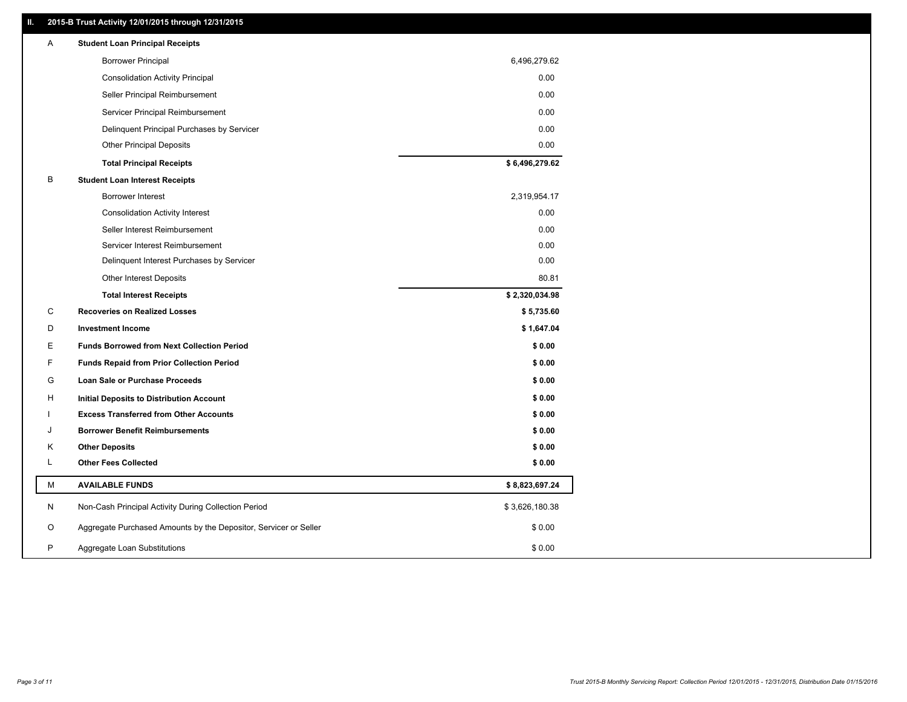## II. 2015-B Trust Activity 12/01/2015 through 12/31/2015

| | | |
|---|---|---|
| A | **Student Loan Principal Receipts** | |
| | Borrower Principal | 6,496,279.62 |
| | Consolidation Activity Principal | 0.00 |
| | Seller Principal Reimbursement | 0.00 |
| | Servicer Principal Reimbursement | 0.00 |
| | Delinquent Principal Purchases by Servicer | 0.00 |
| | Other Principal Deposits | 0.00 |
| | **Total Principal Receipts** | **$ 6,496,279.62** |
| B | **Student Loan Interest Receipts** | |
| | Borrower Interest | 2,319,954.17 |
| | Consolidation Activity Interest | 0.00 |
| | Seller Interest Reimbursement | 0.00 |
| | Servicer Interest Reimbursement | 0.00 |
| | Delinquent Interest Purchases by Servicer | 0.00 |
| | Other Interest Deposits | 80.81 |
| | **Total Interest Receipts** | **$ 2,320,034.98** |
| C | **Recoveries on Realized Losses** | **$ 5,735.60** |
| D | **Investment Income** | **$ 1,647.04** |
| E | **Funds Borrowed from Next Collection Period** | **$ 0.00** |
| F | **Funds Repaid from Prior Collection Period** | **$ 0.00** |
| G | **Loan Sale or Purchase Proceeds** | **$ 0.00** |
| H | **Initial Deposits to Distribution Account** | **$ 0.00** |
| I | **Excess Transferred from Other Accounts** | **$ 0.00** |
| J | **Borrower Benefit Reimbursements** | **$ 0.00** |
| K | **Other Deposits** | **$ 0.00** |
| L | **Other Fees Collected** | **$ 0.00** |
| M | **AVAILABLE FUNDS** | **$ 8,823,697.24** |
| N | Non-Cash Principal Activity During Collection Period | $ 3,626,180.38 |
| O | Aggregate Purchased Amounts by the Depositor, Servicer or Seller | $ 0.00 |
| P | Aggregate Loan Substitutions | $ 0.00 |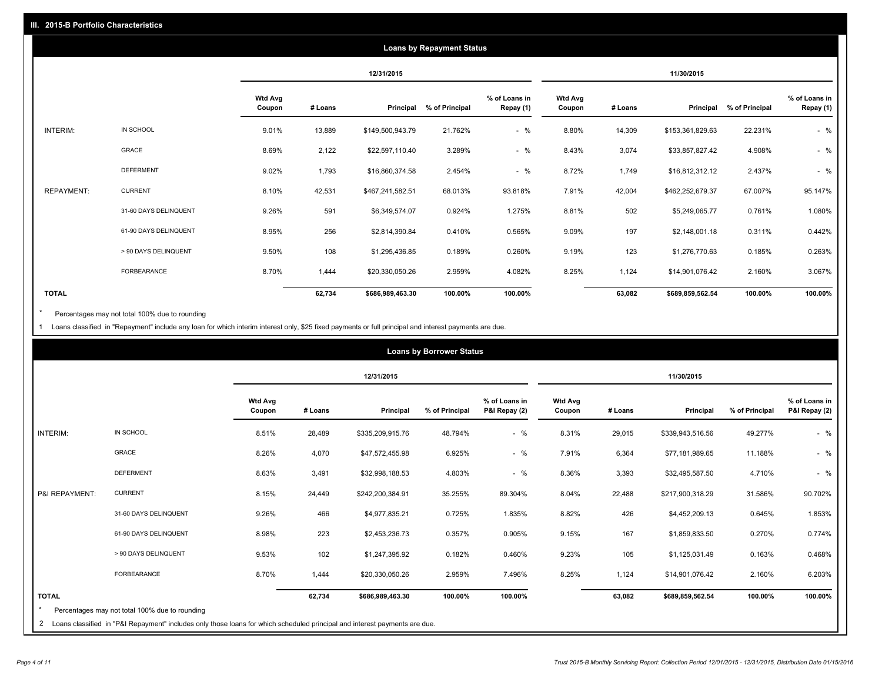## III. 2015-B Portfolio Characteristics

### Loans by Repayment Status

| | | 12/31/2015 | | | | | 11/30/2015 | | | | |
|---|---|---|---|---|---|---|---|---|---|---|---|
| | | Wtd Avg Coupon | # Loans | Principal | % of Principal | % of Loans in Repay (1) | Wtd Avg Coupon | # Loans | Principal | % of Principal | % of Loans in Repay (1) |
| INTERIM: | IN SCHOOL | 9.01% | 13,889 | $149,500,943.79 | 21.762% | - % | 8.80% | 14,309 | $153,361,829.63 | 22.231% | - % |
| | GRACE | 8.69% | 2,122 | $22,597,110.40 | 3.289% | - % | 8.43% | 3,074 | $33,857,827.42 | 4.908% | - % |
| | DEFERMENT | 9.02% | 1,793 | $16,860,374.58 | 2.454% | - % | 8.72% | 1,749 | $16,812,312.12 | 2.437% | - % |
| REPAYMENT: | CURRENT | 8.10% | 42,531 | $467,241,582.51 | 68.013% | 93.818% | 7.91% | 42,004 | $462,252,679.37 | 67.007% | 95.147% |
| | 31-60 DAYS DELINQUENT | 9.26% | 591 | $6,349,574.07 | 0.924% | 1.275% | 8.81% | 502 | $5,249,065.77 | 0.761% | 1.080% |
| | 61-90 DAYS DELINQUENT | 8.95% | 256 | $2,814,390.84 | 0.410% | 0.565% | 9.09% | 197 | $2,148,001.18 | 0.311% | 0.442% |
| | > 90 DAYS DELINQUENT | 9.50% | 108 | $1,295,436.85 | 0.189% | 0.260% | 9.19% | 123 | $1,276,770.63 | 0.185% | 0.263% |
| | FORBEARANCE | 8.70% | 1,444 | $20,330,050.26 | 2.959% | 4.082% | 8.25% | 1,124 | $14,901,076.42 | 2.160% | 3.067% |
| **TOTAL** | | | **62,734** | **$686,989,463.30** | **100.00%** | **100.00%** | | **63,082** | **$689,859,562.54** | **100.00%** | **100.00%** |

\* Percentages may not total 100% due to rounding

1 Loans classified in "Repayment" include any loan for which interim interest only, $25 fixed payments or full principal and interest payments are due.

### Loans by Borrower Status

| | | 12/31/2015 | | | | | 11/30/2015 | | | | |
|---|---|---|---|---|---|---|---|---|---|---|---|
| | | Wtd Avg Coupon | # Loans | Principal | % of Principal | % of Loans in P&I Repay (2) | Wtd Avg Coupon | # Loans | Principal | % of Principal | % of Loans in P&I Repay (2) |
| INTERIM: | IN SCHOOL | 8.51% | 28,489 | $335,209,915.76 | 48.794% | - % | 8.31% | 29,015 | $339,943,516.56 | 49.277% | - % |
| | GRACE | 8.26% | 4,070 | $47,572,455.98 | 6.925% | - % | 7.91% | 6,364 | $77,181,989.65 | 11.188% | - % |
| | DEFERMENT | 8.63% | 3,491 | $32,998,188.53 | 4.803% | - % | 8.36% | 3,393 | $32,495,587.50 | 4.710% | - % |
| P&I REPAYMENT: | CURRENT | 8.15% | 24,449 | $242,200,384.91 | 35.255% | 89.304% | 8.04% | 22,488 | $217,900,318.29 | 31.586% | 90.702% |
| | 31-60 DAYS DELINQUENT | 9.26% | 466 | $4,977,835.21 | 0.725% | 1.835% | 8.82% | 426 | $4,452,209.13 | 0.645% | 1.853% |
| | 61-90 DAYS DELINQUENT | 8.98% | 223 | $2,453,236.73 | 0.357% | 0.905% | 9.15% | 167 | $1,859,833.50 | 0.270% | 0.774% |
| | > 90 DAYS DELINQUENT | 9.53% | 102 | $1,247,395.92 | 0.182% | 0.460% | 9.23% | 105 | $1,125,031.49 | 0.163% | 0.468% |
| | FORBEARANCE | 8.70% | 1,444 | $20,330,050.26 | 2.959% | 7.496% | 8.25% | 1,124 | $14,901,076.42 | 2.160% | 6.203% |
| **TOTAL** | | | **62,734** | **$686,989,463.30** | **100.00%** | **100.00%** | | **63,082** | **$689,859,562.54** | **100.00%** | **100.00%** |

\* Percentages may not total 100% due to rounding

2 Loans classified in "P&I Repayment" includes only those loans for which scheduled principal and interest payments are due.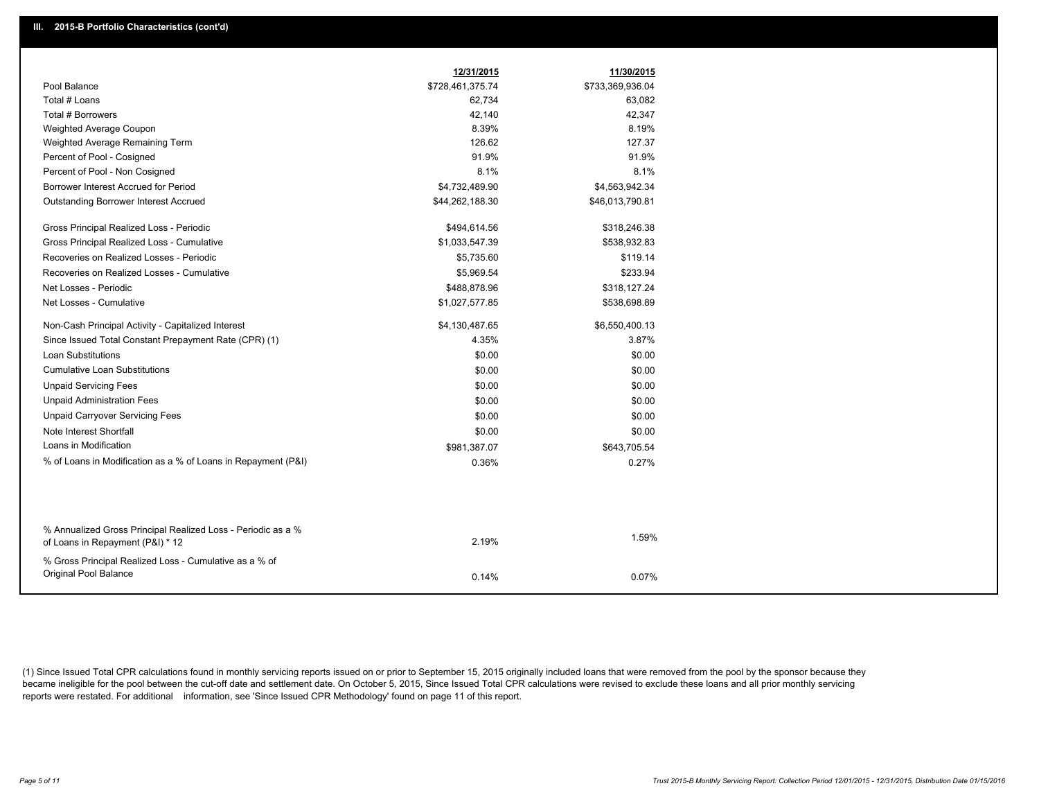## III. 2015-B Portfolio Characteristics (cont'd)

| | 12/31/2015 | 11/30/2015 |
|---|---|---|
| Pool Balance | $728,461,375.74 | $733,369,936.04 |
| Total # Loans | 62,734 | 63,082 |
| Total # Borrowers | 42,140 | 42,347 |
| Weighted Average Coupon | 8.39% | 8.19% |
| Weighted Average Remaining Term | 126.62 | 127.37 |
| Percent of Pool - Cosigned | 91.9% | 91.9% |
| Percent of Pool - Non Cosigned | 8.1% | 8.1% |
| Borrower Interest Accrued for Period | $4,732,489.90 | $4,563,942.34 |
| Outstanding Borrower Interest Accrued | $44,262,188.30 | $46,013,790.81 |
| Gross Principal Realized Loss - Periodic | $494,614.56 | $318,246.38 |
| Gross Principal Realized Loss - Cumulative | $1,033,547.39 | $538,932.83 |
| Recoveries on Realized Losses - Periodic | $5,735.60 | $119.14 |
| Recoveries on Realized Losses - Cumulative | $5,969.54 | $233.94 |
| Net Losses - Periodic | $488,878.96 | $318,127.24 |
| Net Losses - Cumulative | $1,027,577.85 | $538,698.89 |
| Non-Cash Principal Activity - Capitalized Interest | $4,130,487.65 | $6,550,400.13 |
| Since Issued Total Constant Prepayment Rate (CPR) (1) | 4.35% | 3.87% |
| Loan Substitutions | $0.00 | $0.00 |
| Cumulative Loan Substitutions | $0.00 | $0.00 |
| Unpaid Servicing Fees | $0.00 | $0.00 |
| Unpaid Administration Fees | $0.00 | $0.00 |
| Unpaid Carryover Servicing Fees | $0.00 | $0.00 |
| Note Interest Shortfall | $0.00 | $0.00 |
| Loans in Modification | $981,387.07 | $643,705.54 |
| % of Loans in Modification as a % of Loans in Repayment (P&I) | 0.36% | 0.27% |
| % Annualized Gross Principal Realized Loss - Periodic as a % of Loans in Repayment (P&I) * 12 | 2.19% | 1.59% |
| % Gross Principal Realized Loss - Cumulative as a % of Original Pool Balance | 0.14% | 0.07% |

(1) Since Issued Total CPR calculations found in monthly servicing reports issued on or prior to September 15, 2015 originally included loans that were removed from the pool by the sponsor because they became ineligible for the pool between the cut-off date and settlement date. On October 5, 2015, Since Issued Total CPR calculations were revised to exclude these loans and all prior monthly servicing reports were restated. For additional information, see 'Since Issued CPR Methodology' found on page 11 of this report.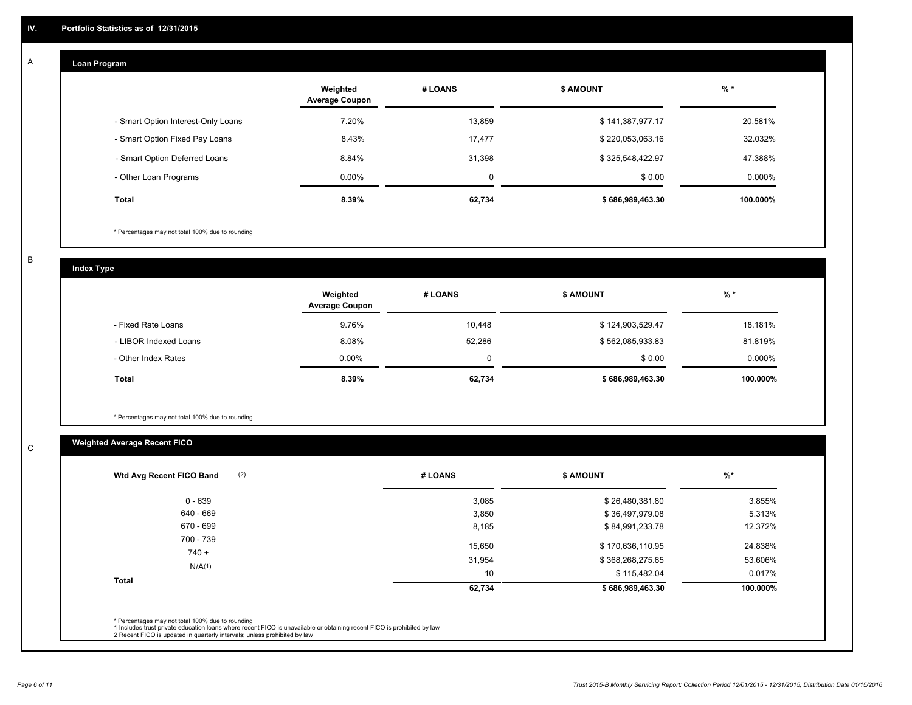## IV. Portfolio Statistics as of 12/31/2015

### A Loan Program

| | Weighted Average Coupon | # LOANS | $ AMOUNT | % * |
|---|---|---|---|---|
| - Smart Option Interest-Only Loans | 7.20% | 13,859 | $ 141,387,977.17 | 20.581% |
| - Smart Option Fixed Pay Loans | 8.43% | 17,477 | $ 220,053,063.16 | 32.032% |
| - Smart Option Deferred Loans | 8.84% | 31,398 | $ 325,548,422.97 | 47.388% |
| - Other Loan Programs | 0.00% | 0 | $ 0.00 | 0.000% |
| **Total** | **8.39%** | **62,734** | **$ 686,989,463.30** | **100.000%** |

* Percentages may not total 100% due to rounding

### B Index Type

| | Weighted Average Coupon | # LOANS | $ AMOUNT | % * |
|---|---|---|---|---|
| - Fixed Rate Loans | 9.76% | 10,448 | $ 124,903,529.47 | 18.181% |
| - LIBOR Indexed Loans | 8.08% | 52,286 | $ 562,085,933.83 | 81.819% |
| - Other Index Rates | 0.00% | 0 | $ 0.00 | 0.000% |
| **Total** | **8.39%** | **62,734** | **$ 686,989,463.30** | **100.000%** |

* Percentages may not total 100% due to rounding

### C Weighted Average Recent FICO

| Wtd Avg Recent FICO Band (2) | # LOANS | $ AMOUNT | %* |
|---|---|---|---|
| 0 - 639 | 3,085 | $ 26,480,381.80 | 3.855% |
| 640 - 669 | 3,850 | $ 36,497,979.08 | 5.313% |
| 670 - 699 | 8,185 | $ 84,991,233.78 | 12.372% |
| 700 - 739 | 15,650 | $ 170,636,110.95 | 24.838% |
| 740 + | 31,954 | $ 368,268,275.65 | 53.606% |
| N/A(1) | 10 | $ 115,482.04 | 0.017% |
| **Total** | **62,734** | **$ 686,989,463.30** | **100.000%** |

* Percentages may not total 100% due to rounding
1 Includes trust private education loans where recent FICO is unavailable or obtaining recent FICO is prohibited by law
2 Recent FICO is updated in quarterly intervals; unless prohibited by law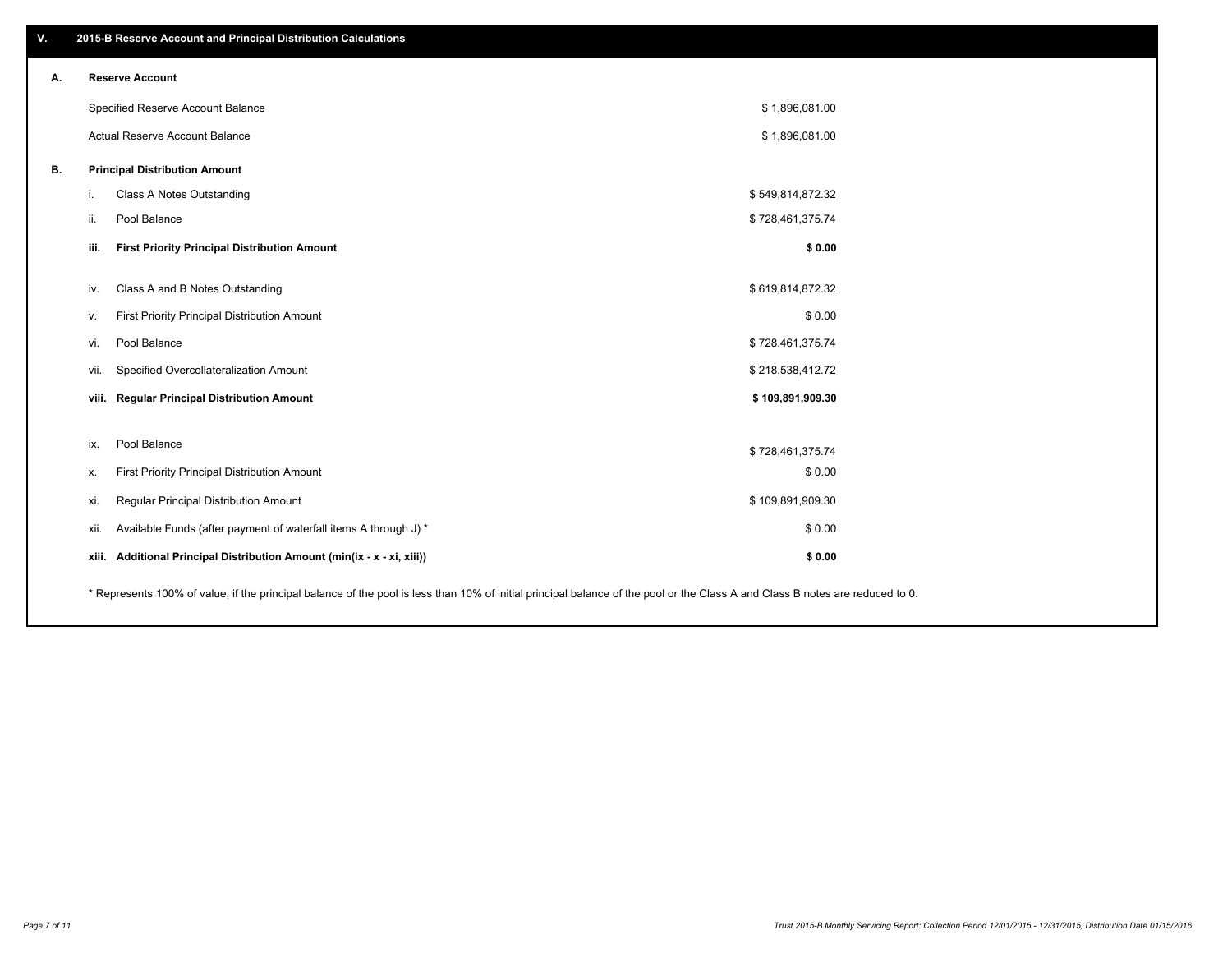## V. 2015-B Reserve Account and Principal Distribution Calculations

### A. Reserve Account

| | |
|---|---|
| Specified Reserve Account Balance | $ 1,896,081.00 |
| Actual Reserve Account Balance | $ 1,896,081.00 |

### B. Principal Distribution Amount

| | | |
|---|---|---|
| i. | Class A Notes Outstanding | $ 549,814,872.32 |
| ii. | Pool Balance | $ 728,461,375.74 |
| **iii.** | **First Priority Principal Distribution Amount** | **$ 0.00** |
| iv. | Class A and B Notes Outstanding | $ 619,814,872.32 |
| v. | First Priority Principal Distribution Amount | $ 0.00 |
| vi. | Pool Balance | $ 728,461,375.74 |
| vii. | Specified Overcollateralization Amount | $ 218,538,412.72 |
| **viii.** | **Regular Principal Distribution Amount** | **$ 109,891,909.30** |
| ix. | Pool Balance | $ 728,461,375.74 |
| x. | First Priority Principal Distribution Amount | $ 0.00 |
| xi. | Regular Principal Distribution Amount | $ 109,891,909.30 |
| xii. | Available Funds (after payment of waterfall items A through J) * | $ 0.00 |
| **xiii.** | **Additional Principal Distribution Amount (min(ix - x - xi, xiii))** | **$ 0.00** |

* Represents 100% of value, if the principal balance of the pool is less than 10% of initial principal balance of the pool or the Class A and Class B notes are reduced to 0.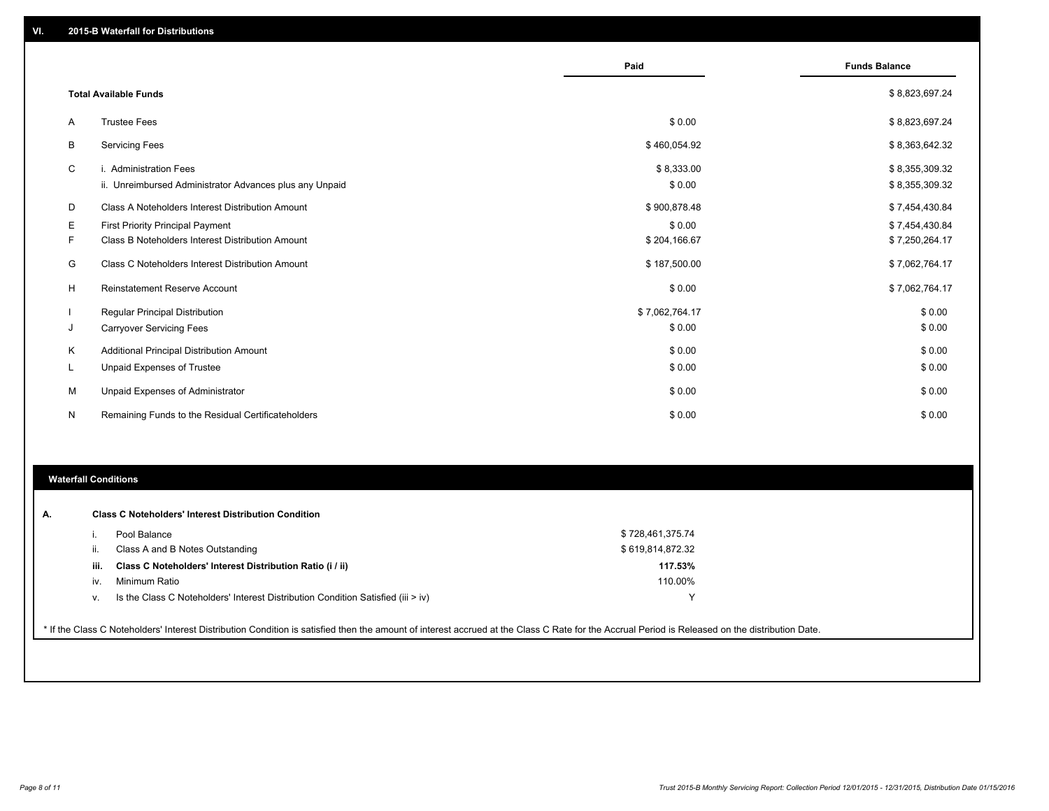## VI. 2015-B Waterfall for Distributions

| | | Paid | Funds Balance |
|---|---|---|---|
| | **Total Available Funds** | | $ 8,823,697.24 |
| A | Trustee Fees | $ 0.00 | $ 8,823,697.24 |
| B | Servicing Fees | $ 460,054.92 | $ 8,363,642.32 |
| C | i. Administration Fees | $ 8,333.00 | $ 8,355,309.32 |
| | ii. Unreimbursed Administrator Advances plus any Unpaid | $ 0.00 | $ 8,355,309.32 |
| D | Class A Noteholders Interest Distribution Amount | $ 900,878.48 | $ 7,454,430.84 |
| E | First Priority Principal Payment | $ 0.00 | $ 7,454,430.84 |
| F | Class B Noteholders Interest Distribution Amount | $ 204,166.67 | $ 7,250,264.17 |
| G | Class C Noteholders Interest Distribution Amount | $ 187,500.00 | $ 7,062,764.17 |
| H | Reinstatement Reserve Account | $ 0.00 | $ 7,062,764.17 |
| I | Regular Principal Distribution | $ 7,062,764.17 | $ 0.00 |
| J | Carryover Servicing Fees | $ 0.00 | $ 0.00 |
| K | Additional Principal Distribution Amount | $ 0.00 | $ 0.00 |
| L | Unpaid Expenses of Trustee | $ 0.00 | $ 0.00 |
| M | Unpaid Expenses of Administrator | $ 0.00 | $ 0.00 |
| N | Remaining Funds to the Residual Certificateholders | $ 0.00 | $ 0.00 |

### Waterfall Conditions

**A. Class C Noteholders' Interest Distribution Condition**

| | | |
|---|---|---|
| i. | Pool Balance | $ 728,461,375.74 |
| ii. | Class A and B Notes Outstanding | $ 619,814,872.32 |
| **iii.** | **Class C Noteholders' Interest Distribution Ratio (i / ii)** | **117.53%** |
| iv. | Minimum Ratio | 110.00% |
| v. | Is the Class C Noteholders' Interest Distribution Condition Satisfied (iii > iv) | Y |

* If the Class C Noteholders' Interest Distribution Condition is satisfied then the amount of interest accrued at the Class C Rate for the Accrual Period is Released on the distribution Date.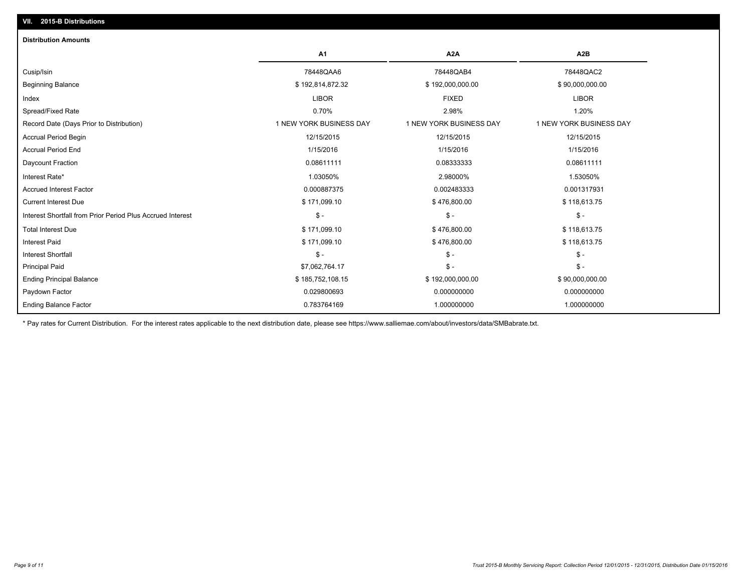## VII. 2015-B Distributions

### Distribution Amounts

| | A1 | A2A | A2B |
|---|---|---|---|
| Cusip/Isin | 78448QAA6 | 78448QAB4 | 78448QAC2 |
| Beginning Balance | $ 192,814,872.32 | $ 192,000,000.00 | $ 90,000,000.00 |
| Index | LIBOR | FIXED | LIBOR |
| Spread/Fixed Rate | 0.70% | 2.98% | 1.20% |
| Record Date (Days Prior to Distribution) | 1 NEW YORK BUSINESS DAY | 1 NEW YORK BUSINESS DAY | 1 NEW YORK BUSINESS DAY |
| Accrual Period Begin | 12/15/2015 | 12/15/2015 | 12/15/2015 |
| Accrual Period End | 1/15/2016 | 1/15/2016 | 1/15/2016 |
| Daycount Fraction | 0.08611111 | 0.08333333 | 0.08611111 |
| Interest Rate* | 1.03050% | 2.98000% | 1.53050% |
| Accrued Interest Factor | 0.000887375 | 0.002483333 | 0.001317931 |
| Current Interest Due | $ 171,099.10 | $ 476,800.00 | $ 118,613.75 |
| Interest Shortfall from Prior Period Plus Accrued Interest | $ - | $ - | $ - |
| Total Interest Due | $ 171,099.10 | $ 476,800.00 | $ 118,613.75 |
| Interest Paid | $ 171,099.10 | $ 476,800.00 | $ 118,613.75 |
| Interest Shortfall | $ - | $ - | $ - |
| Principal Paid | $7,062,764.17 | $ - | $ - |
| Ending Principal Balance | $ 185,752,108.15 | $ 192,000,000.00 | $ 90,000,000.00 |
| Paydown Factor | 0.029800693 | 0.000000000 | 0.000000000 |
| Ending Balance Factor | 0.783764169 | 1.000000000 | 1.000000000 |

* Pay rates for Current Distribution. For the interest rates applicable to the next distribution date, please see https://www.salliemae.com/about/investors/data/SMBabrate.txt.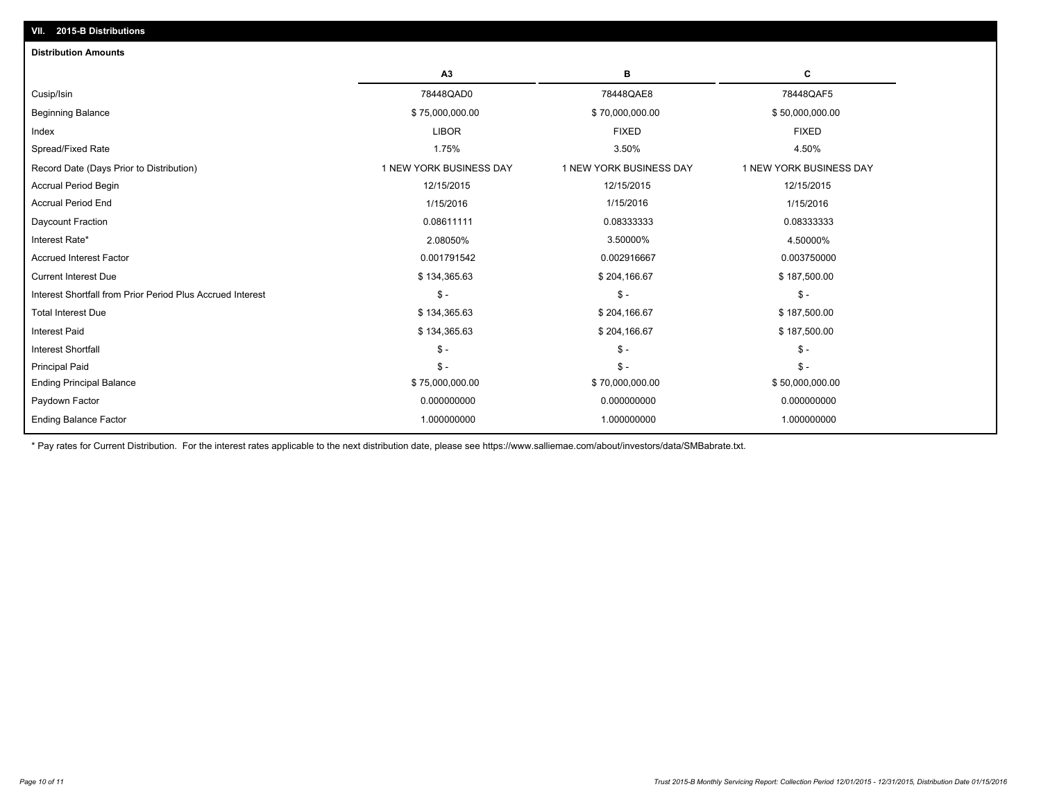## VII. 2015-B Distributions

### Distribution Amounts

| | A3 | B | C |
|---|---|---|---|
| Cusip/Isin | 78448QAD0 | 78448QAE8 | 78448QAF5 |
| Beginning Balance | $ 75,000,000.00 | $ 70,000,000.00 | $ 50,000,000.00 |
| Index | LIBOR | FIXED | FIXED |
| Spread/Fixed Rate | 1.75% | 3.50% | 4.50% |
| Record Date (Days Prior to Distribution) | 1 NEW YORK BUSINESS DAY | 1 NEW YORK BUSINESS DAY | 1 NEW YORK BUSINESS DAY |
| Accrual Period Begin | 12/15/2015 | 12/15/2015 | 12/15/2015 |
| Accrual Period End | 1/15/2016 | 1/15/2016 | 1/15/2016 |
| Daycount Fraction | 0.08611111 | 0.08333333 | 0.08333333 |
| Interest Rate* | 2.08050% | 3.50000% | 4.50000% |
| Accrued Interest Factor | 0.001791542 | 0.002916667 | 0.003750000 |
| Current Interest Due | $ 134,365.63 | $ 204,166.67 | $ 187,500.00 |
| Interest Shortfall from Prior Period Plus Accrued Interest | $ - | $ - | $ - |
| Total Interest Due | $ 134,365.63 | $ 204,166.67 | $ 187,500.00 |
| Interest Paid | $ 134,365.63 | $ 204,166.67 | $ 187,500.00 |
| Interest Shortfall | $ - | $ - | $ - |
| Principal Paid | $ - | $ - | $ - |
| Ending Principal Balance | $ 75,000,000.00 | $ 70,000,000.00 | $ 50,000,000.00 |
| Paydown Factor | 0.000000000 | 0.000000000 | 0.000000000 |
| Ending Balance Factor | 1.000000000 | 1.000000000 | 1.000000000 |

* Pay rates for Current Distribution. For the interest rates applicable to the next distribution date, please see https://www.salliemae.com/about/investors/data/SMBabrate.txt.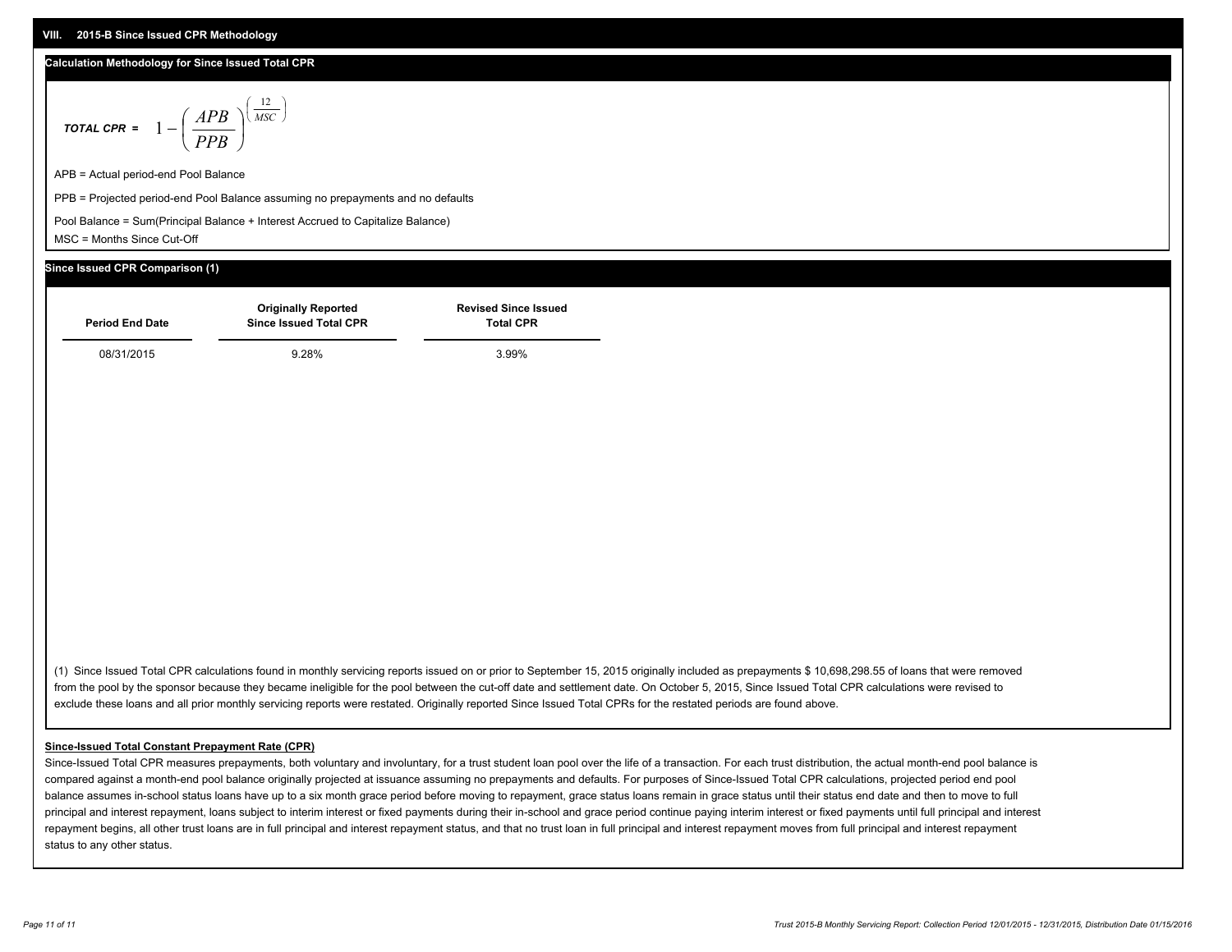## VIII. 2015-B Since Issued CPR Methodology

### Calculation Methodology for Since Issued Total CPR

$$\textit{TOTAL CPR} = 1 - \left( \frac{APB}{PPB} \right)^{\left( \frac{12}{MSC} \right)}$$

APB = Actual period-end Pool Balance

PPB = Projected period-end Pool Balance assuming no prepayments and no defaults

Pool Balance = Sum(Principal Balance + Interest Accrued to Capitalize Balance)

MSC = Months Since Cut-Off

### Since Issued CPR Comparison (1)

| Period End Date | Originally Reported Since Issued Total CPR | Revised Since Issued Total CPR |
|---|---|---|
| 08/31/2015 | 9.28% | 3.99% |

(1) Since Issued Total CPR calculations found in monthly servicing reports issued on or prior to September 15, 2015 originally included as prepayments $ 10,698,298.55 of loans that were removed from the pool by the sponsor because they became ineligible for the pool between the cut-off date and settlement date. On October 5, 2015, Since Issued Total CPR calculations were revised to exclude these loans and all prior monthly servicing reports were restated. Originally reported Since Issued Total CPRs for the restated periods are found above.

**Since-Issued Total Constant Prepayment Rate (CPR)**

Since-Issued Total CPR measures prepayments, both voluntary and involuntary, for a trust student loan pool over the life of a transaction. For each trust distribution, the actual month-end pool balance is compared against a month-end pool balance originally projected at issuance assuming no prepayments and defaults. For purposes of Since-Issued Total CPR calculations, projected period end pool balance assumes in-school status loans have up to a six month grace period before moving to repayment, grace status loans remain in grace status until their status end date and then to move to full principal and interest repayment, loans subject to interim interest or fixed payments during their in-school and grace period continue paying interim interest or fixed payments until full principal and interest repayment begins, all other trust loans are in full principal and interest repayment status, and that no trust loan in full principal and interest repayment moves from full principal and interest repayment status to any other status.